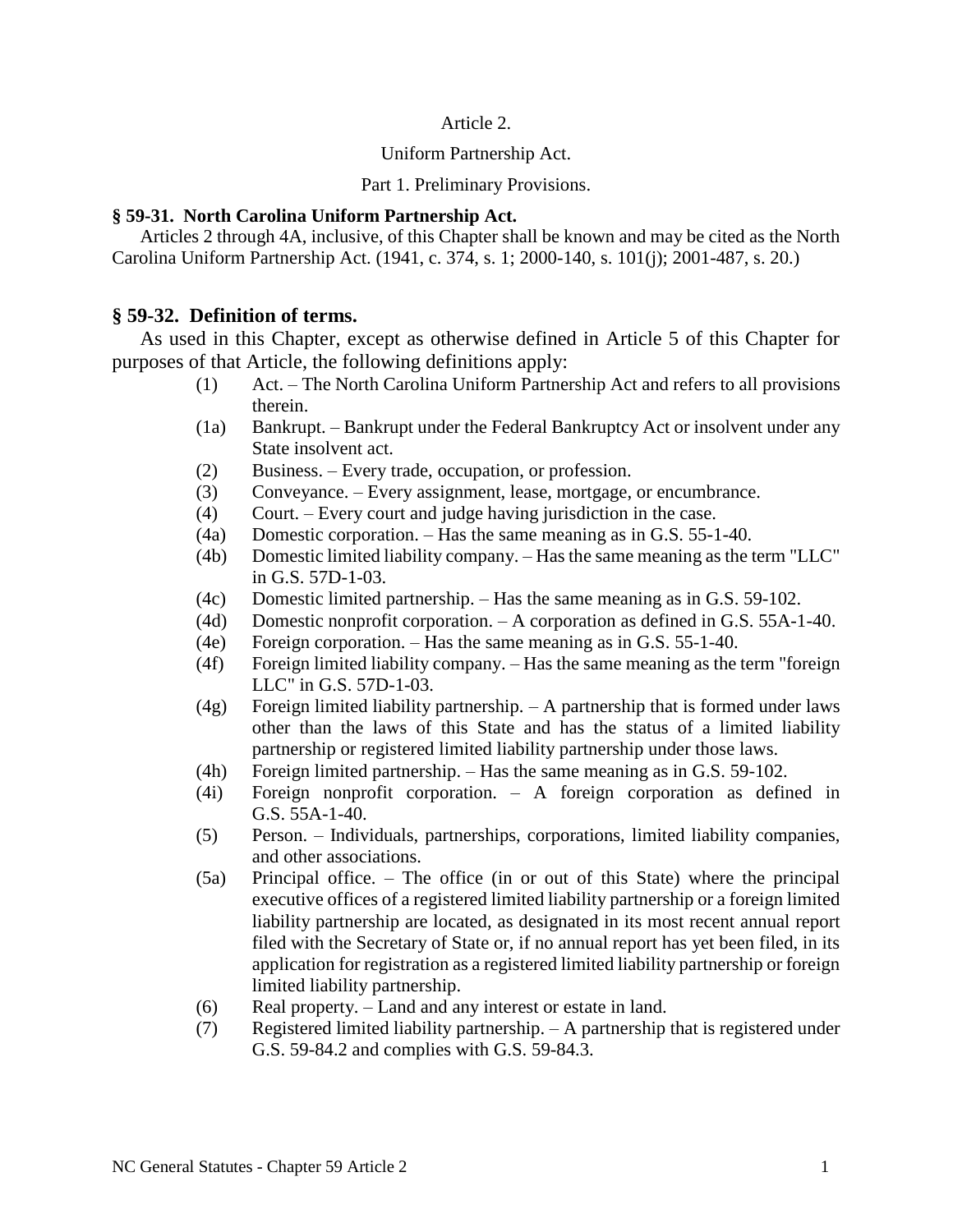# Article 2.

## Uniform Partnership Act.

### Part 1. Preliminary Provisions.

**§ 59-31. North Carolina Uniform Partnership Act.**

Articles 2 through 4A, inclusive, of this Chapter shall be known and may be cited as the North Carolina Uniform Partnership Act. (1941, c. 374, s. 1; 2000-140, s. 101(j); 2001-487, s. 20.)

**§ 59-32. Definition of terms.**

As used in this Chapter, except as otherwise defined in Article 5 of this Chapter for purposes of that Article, the following definitions apply:

- (1) Act. – The North Carolina Uniform Partnership Act and refers to all provisions therein.
- (1a) Bankrupt. – Bankrupt under the Federal Bankruptcy Act or insolvent under any State insolvent act.
- (2) Business. – Every trade, occupation, or profession.
- (3) Conveyance. – Every assignment, lease, mortgage, or encumbrance.
- (4) Court. – Every court and judge having jurisdiction in the case.
- (4a) Domestic corporation. – Has the same meaning as in G.S. 55-1-40.
- (4b) Domestic limited liability company. – Has the same meaning as the term "LLC" in G.S. 57D-1-03.
- (4c) Domestic limited partnership. – Has the same meaning as in G.S. 59-102.
- (4d) Domestic nonprofit corporation. – A corporation as defined in G.S. 55A-1-40.
- (4e) Foreign corporation. – Has the same meaning as in G.S. 55-1-40.
- (4f) Foreign limited liability company. – Has the same meaning as the term "foreign LLC" in G.S. 57D-1-03.
- (4g) Foreign limited liability partnership. – A partnership that is formed under laws other than the laws of this State and has the status of a limited liability partnership or registered limited liability partnership under those laws.
- (4h) Foreign limited partnership. – Has the same meaning as in G.S. 59-102.
- (4i) Foreign nonprofit corporation. – A foreign corporation as defined in G.S. 55A-1-40.
- (5) Person. – Individuals, partnerships, corporations, limited liability companies, and other associations.
- (5a) Principal office. – The office (in or out of this State) where the principal executive offices of a registered limited liability partnership or a foreign limited liability partnership are located, as designated in its most recent annual report filed with the Secretary of State or, if no annual report has yet been filed, in its application for registration as a registered limited liability partnership or foreign limited liability partnership.
- (6) Real property. – Land and any interest or estate in land.
- (7) Registered limited liability partnership. – A partnership that is registered under G.S. 59-84.2 and complies with G.S. 59-84.3.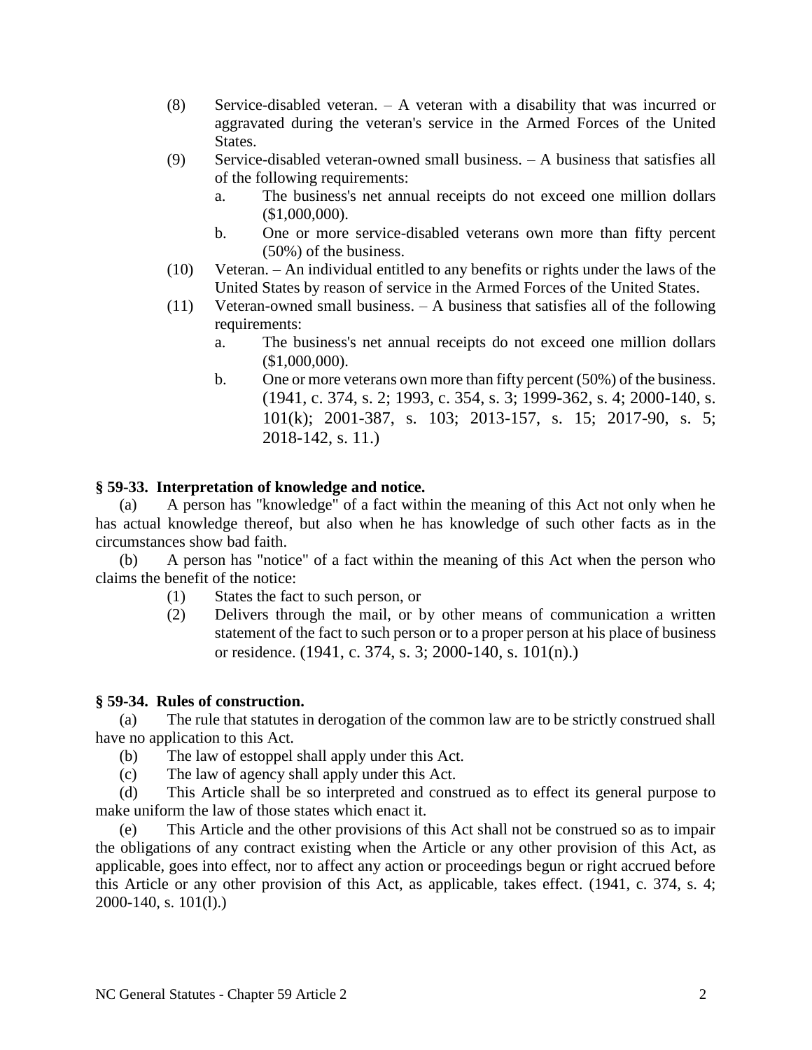(8) Service-disabled veteran. – A veteran with a disability that was incurred or aggravated during the veteran's service in the Armed Forces of the United States.

(9) Service-disabled veteran-owned small business. – A business that satisfies all of the following requirements:

a. The business's net annual receipts do not exceed one million dollars ($1,000,000).

b. One or more service-disabled veterans own more than fifty percent (50%) of the business.

(10) Veteran. – An individual entitled to any benefits or rights under the laws of the United States by reason of service in the Armed Forces of the United States.

(11) Veteran-owned small business. – A business that satisfies all of the following requirements:

a. The business's net annual receipts do not exceed one million dollars ($1,000,000).

b. One or more veterans own more than fifty percent (50%) of the business. (1941, c. 374, s. 2; 1993, c. 354, s. 3; 1999-362, s. 4; 2000-140, s. 101(k); 2001-387, s. 103; 2013-157, s. 15; 2017-90, s. 5; 2018-142, s. 11.)

**§ 59-33. Interpretation of knowledge and notice.**

(a) A person has "knowledge" of a fact within the meaning of this Act not only when he has actual knowledge thereof, but also when he has knowledge of such other facts as in the circumstances show bad faith.

(b) A person has "notice" of a fact within the meaning of this Act when the person who claims the benefit of the notice:

(1) States the fact to such person, or

(2) Delivers through the mail, or by other means of communication a written statement of the fact to such person or to a proper person at his place of business or residence. (1941, c. 374, s. 3; 2000-140, s. 101(n).)

**§ 59-34. Rules of construction.**

(a) The rule that statutes in derogation of the common law are to be strictly construed shall have no application to this Act.

(b) The law of estoppel shall apply under this Act.

(c) The law of agency shall apply under this Act.

(d) This Article shall be so interpreted and construed as to effect its general purpose to make uniform the law of those states which enact it.

(e) This Article and the other provisions of this Act shall not be construed so as to impair the obligations of any contract existing when the Article or any other provision of this Act, as applicable, goes into effect, nor to affect any action or proceedings begun or right accrued before this Article or any other provision of this Act, as applicable, takes effect. (1941, c. 374, s. 4; 2000-140, s. 101(l).)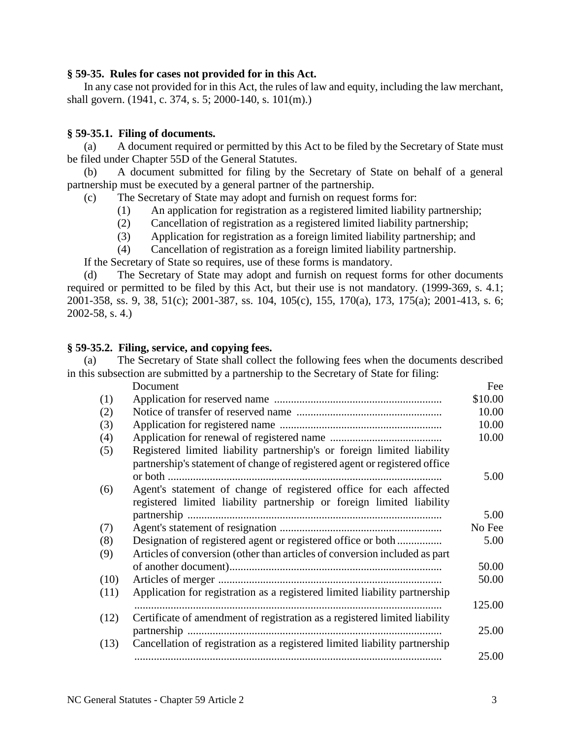**§ 59-35. Rules for cases not provided for in this Act.**

In any case not provided for in this Act, the rules of law and equity, including the law merchant, shall govern. (1941, c. 374, s. 5; 2000-140, s. 101(m).)

**§ 59-35.1. Filing of documents.**

(a) A document required or permitted by this Act to be filed by the Secretary of State must be filed under Chapter 55D of the General Statutes.

(b) A document submitted for filing by the Secretary of State on behalf of a general partnership must be executed by a general partner of the partnership.

(c) The Secretary of State may adopt and furnish on request forms for:

(1) An application for registration as a registered limited liability partnership;

(2) Cancellation of registration as a registered limited liability partnership;

(3) Application for registration as a foreign limited liability partnership; and

(4) Cancellation of registration as a foreign limited liability partnership.

If the Secretary of State so requires, use of these forms is mandatory.

(d) The Secretary of State may adopt and furnish on request forms for other documents required or permitted to be filed by this Act, but their use is not mandatory. (1999-369, s. 4.1; 2001-358, ss. 9, 38, 51(c); 2001-387, ss. 104, 105(c), 155, 170(a), 173, 175(a); 2001-413, s. 6; 2002-58, s. 4.)

**§ 59-35.2. Filing, service, and copying fees.**

(a) The Secretary of State shall collect the following fees when the documents described in this subsection are submitted by a partnership to the Secretary of State for filing:

| | Document | Fee |
|---|---|---|
| (1) | Application for reserved name | $10.00 |
| (2) | Notice of transfer of reserved name | 10.00 |
| (3) | Application for registered name | 10.00 |
| (4) | Application for renewal of registered name | 10.00 |
| (5) | Registered limited liability partnership's or foreign limited liability partnership's statement of change of registered agent or registered office or both | 5.00 |
| (6) | Agent's statement of change of registered office for each affected registered limited liability partnership or foreign limited liability partnership | 5.00 |
| (7) | Agent's statement of resignation | No Fee |
| (8) | Designation of registered agent or registered office or both | 5.00 |
| (9) | Articles of conversion (other than articles of conversion included as part of another document) | 50.00 |
| (10) | Articles of merger | 50.00 |
| (11) | Application for registration as a registered limited liability partnership | 125.00 |
| (12) | Certificate of amendment of registration as a registered limited liability partnership | 25.00 |
| (13) | Cancellation of registration as a registered limited liability partnership | 25.00 |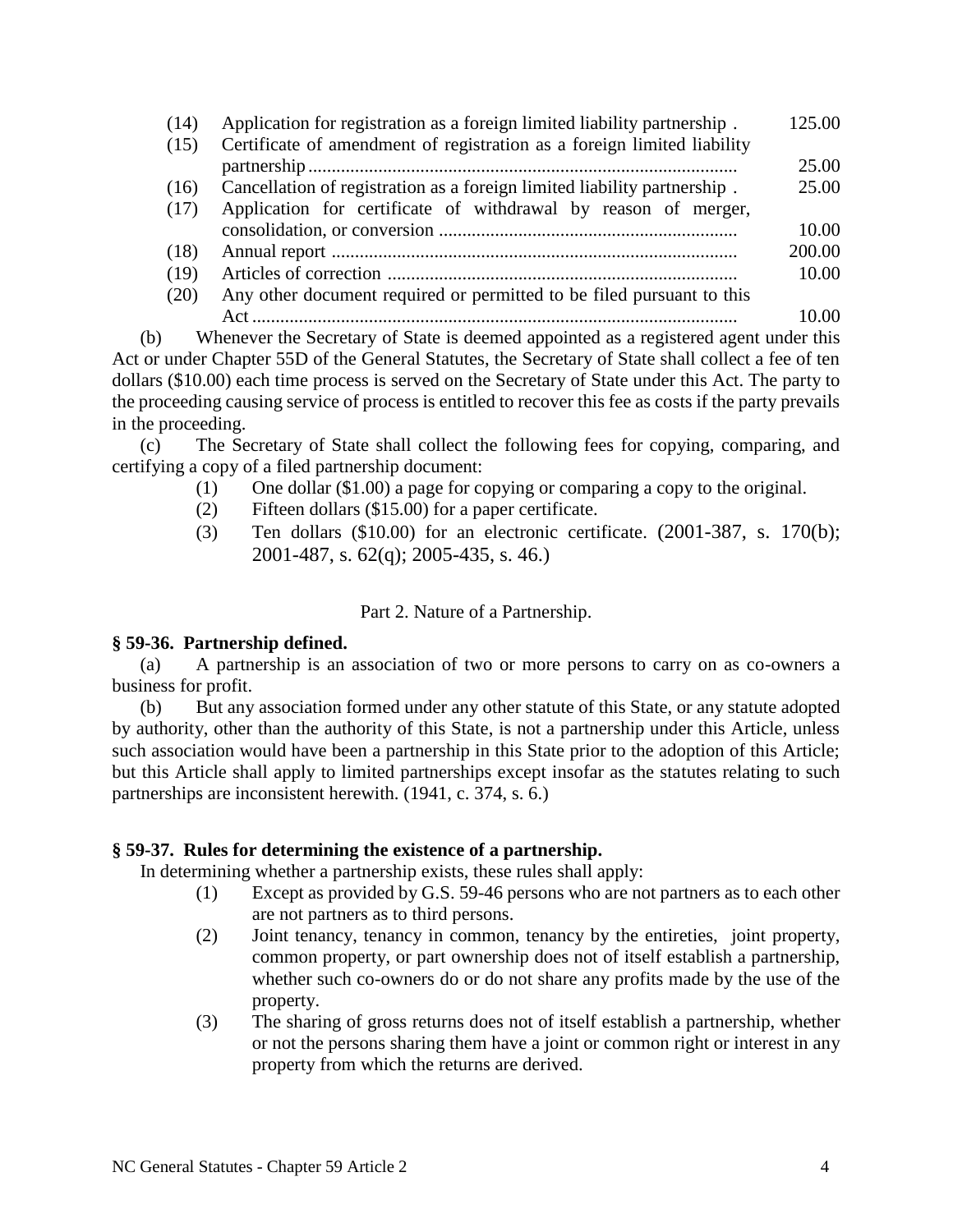| | | |
|---|---|---|
| (14) | Application for registration as a foreign limited liability partnership . | 125.00 |
| (15) | Certificate of amendment of registration as a foreign limited liability partnership | 25.00 |
| (16) | Cancellation of registration as a foreign limited liability partnership . | 25.00 |
| (17) | Application for certificate of withdrawal by reason of merger, consolidation, or conversion | 10.00 |
| (18) | Annual report | 200.00 |
| (19) | Articles of correction | 10.00 |
| (20) | Any other document required or permitted to be filed pursuant to this Act | 10.00 |

(b) Whenever the Secretary of State is deemed appointed as a registered agent under this Act or under Chapter 55D of the General Statutes, the Secretary of State shall collect a fee of ten dollars ($10.00) each time process is served on the Secretary of State under this Act. The party to the proceeding causing service of process is entitled to recover this fee as costs if the party prevails in the proceeding.

(c) The Secretary of State shall collect the following fees for copying, comparing, and certifying a copy of a filed partnership document:

(1) One dollar ($1.00) a page for copying or comparing a copy to the original.

(2) Fifteen dollars ($15.00) for a paper certificate.

(3) Ten dollars ($10.00) for an electronic certificate. (2001-387, s. 170(b); 2001-487, s. 62(q); 2005-435, s. 46.)

## Part 2. Nature of a Partnership.

### § 59-36. Partnership defined.

(a) A partnership is an association of two or more persons to carry on as co-owners a business for profit.

(b) But any association formed under any other statute of this State, or any statute adopted by authority, other than the authority of this State, is not a partnership under this Article, unless such association would have been a partnership in this State prior to the adoption of this Article; but this Article shall apply to limited partnerships except insofar as the statutes relating to such partnerships are inconsistent herewith. (1941, c. 374, s. 6.)

### § 59-37. Rules for determining the existence of a partnership.

In determining whether a partnership exists, these rules shall apply:

(1) Except as provided by G.S. 59-46 persons who are not partners as to each other are not partners as to third persons.

(2) Joint tenancy, tenancy in common, tenancy by the entireties, joint property, common property, or part ownership does not of itself establish a partnership, whether such co-owners do or do not share any profits made by the use of the property.

(3) The sharing of gross returns does not of itself establish a partnership, whether or not the persons sharing them have a joint or common right or interest in any property from which the returns are derived.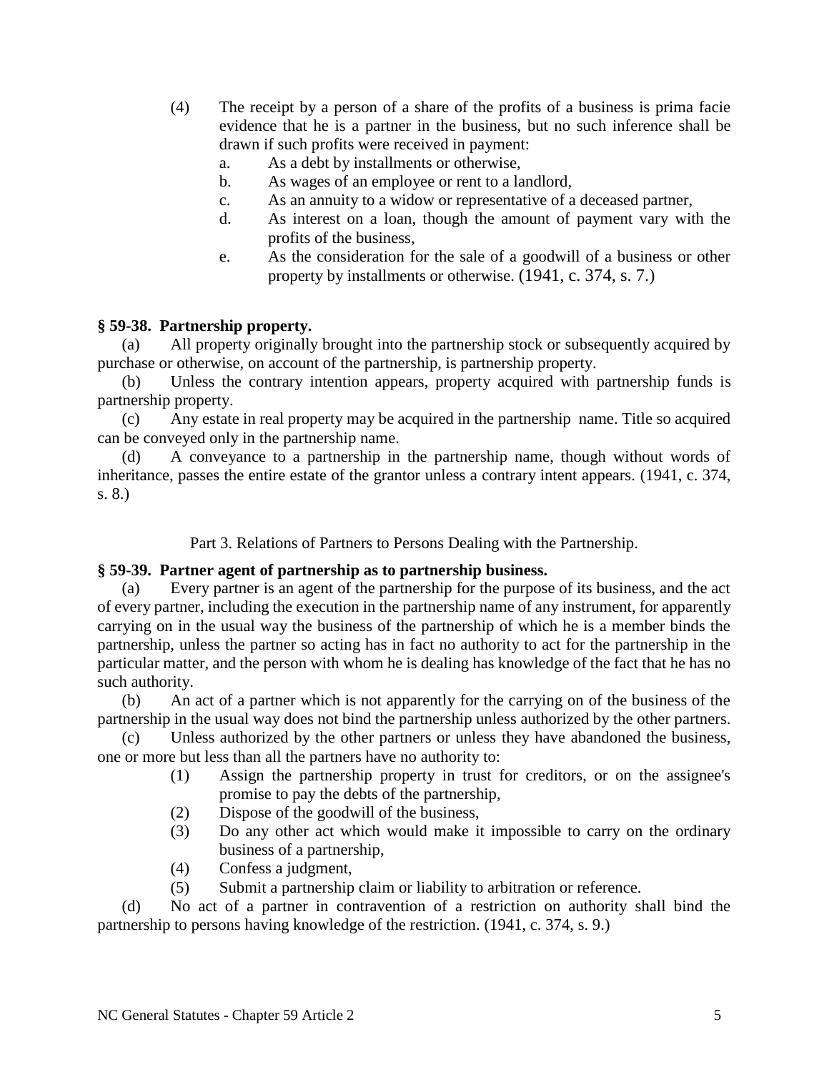(4) The receipt by a person of a share of the profits of a business is prima facie evidence that he is a partner in the business, but no such inference shall be drawn if such profits were received in payment:

a. As a debt by installments or otherwise,
b. As wages of an employee or rent to a landlord,
c. As an annuity to a widow or representative of a deceased partner,
d. As interest on a loan, though the amount of payment vary with the profits of the business,
e. As the consideration for the sale of a goodwill of a business or other property by installments or otherwise. (1941, c. 374, s. 7.)

**§ 59-38. Partnership property.**

(a) All property originally brought into the partnership stock or subsequently acquired by purchase or otherwise, on account of the partnership, is partnership property.

(b) Unless the contrary intention appears, property acquired with partnership funds is partnership property.

(c) Any estate in real property may be acquired in the partnership name. Title so acquired can be conveyed only in the partnership name.

(d) A conveyance to a partnership in the partnership name, though without words of inheritance, passes the entire estate of the grantor unless a contrary intent appears. (1941, c. 374, s. 8.)

Part 3. Relations of Partners to Persons Dealing with the Partnership.

**§ 59-39. Partner agent of partnership as to partnership business.**

(a) Every partner is an agent of the partnership for the purpose of its business, and the act of every partner, including the execution in the partnership name of any instrument, for apparently carrying on in the usual way the business of the partnership of which he is a member binds the partnership, unless the partner so acting has in fact no authority to act for the partnership in the particular matter, and the person with whom he is dealing has knowledge of the fact that he has no such authority.

(b) An act of a partner which is not apparently for the carrying on of the business of the partnership in the usual way does not bind the partnership unless authorized by the other partners.

(c) Unless authorized by the other partners or unless they have abandoned the business, one or more but less than all the partners have no authority to:

(1) Assign the partnership property in trust for creditors, or on the assignee's promise to pay the debts of the partnership,
(2) Dispose of the goodwill of the business,
(3) Do any other act which would make it impossible to carry on the ordinary business of a partnership,
(4) Confess a judgment,
(5) Submit a partnership claim or liability to arbitration or reference.

(d) No act of a partner in contravention of a restriction on authority shall bind the partnership to persons having knowledge of the restriction. (1941, c. 374, s. 9.)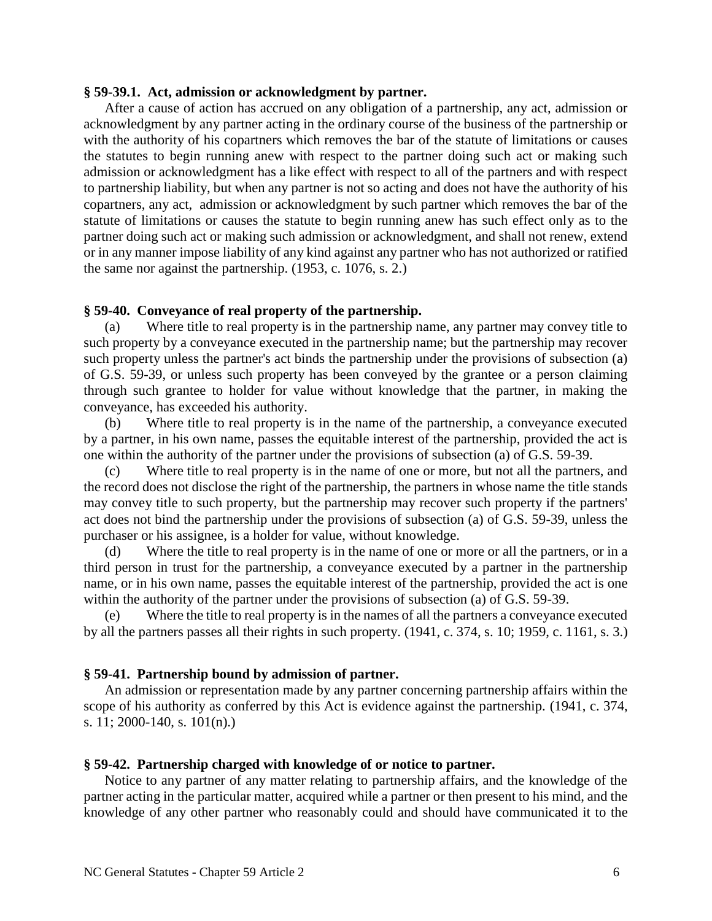**§ 59-39.1. Act, admission or acknowledgment by partner.**

After a cause of action has accrued on any obligation of a partnership, any act, admission or acknowledgment by any partner acting in the ordinary course of the business of the partnership or with the authority of his copartners which removes the bar of the statute of limitations or causes the statutes to begin running anew with respect to the partner doing such act or making such admission or acknowledgment has a like effect with respect to all of the partners and with respect to partnership liability, but when any partner is not so acting and does not have the authority of his copartners, any act, admission or acknowledgment by such partner which removes the bar of the statute of limitations or causes the statute to begin running anew has such effect only as to the partner doing such act or making such admission or acknowledgment, and shall not renew, extend or in any manner impose liability of any kind against any partner who has not authorized or ratified the same nor against the partnership. (1953, c. 1076, s. 2.)

**§ 59-40. Conveyance of real property of the partnership.**

(a) Where title to real property is in the partnership name, any partner may convey title to such property by a conveyance executed in the partnership name; but the partnership may recover such property unless the partner's act binds the partnership under the provisions of subsection (a) of G.S. 59-39, or unless such property has been conveyed by the grantee or a person claiming through such grantee to holder for value without knowledge that the partner, in making the conveyance, has exceeded his authority.

(b) Where title to real property is in the name of the partnership, a conveyance executed by a partner, in his own name, passes the equitable interest of the partnership, provided the act is one within the authority of the partner under the provisions of subsection (a) of G.S. 59-39.

(c) Where title to real property is in the name of one or more, but not all the partners, and the record does not disclose the right of the partnership, the partners in whose name the title stands may convey title to such property, but the partnership may recover such property if the partners' act does not bind the partnership under the provisions of subsection (a) of G.S. 59-39, unless the purchaser or his assignee, is a holder for value, without knowledge.

(d) Where the title to real property is in the name of one or more or all the partners, or in a third person in trust for the partnership, a conveyance executed by a partner in the partnership name, or in his own name, passes the equitable interest of the partnership, provided the act is one within the authority of the partner under the provisions of subsection (a) of G.S. 59-39.

(e) Where the title to real property is in the names of all the partners a conveyance executed by all the partners passes all their rights in such property. (1941, c. 374, s. 10; 1959, c. 1161, s. 3.)

**§ 59-41. Partnership bound by admission of partner.**

An admission or representation made by any partner concerning partnership affairs within the scope of his authority as conferred by this Act is evidence against the partnership. (1941, c. 374, s. 11; 2000-140, s. 101(n).)

**§ 59-42. Partnership charged with knowledge of or notice to partner.**

Notice to any partner of any matter relating to partnership affairs, and the knowledge of the partner acting in the particular matter, acquired while a partner or then present to his mind, and the knowledge of any other partner who reasonably could and should have communicated it to the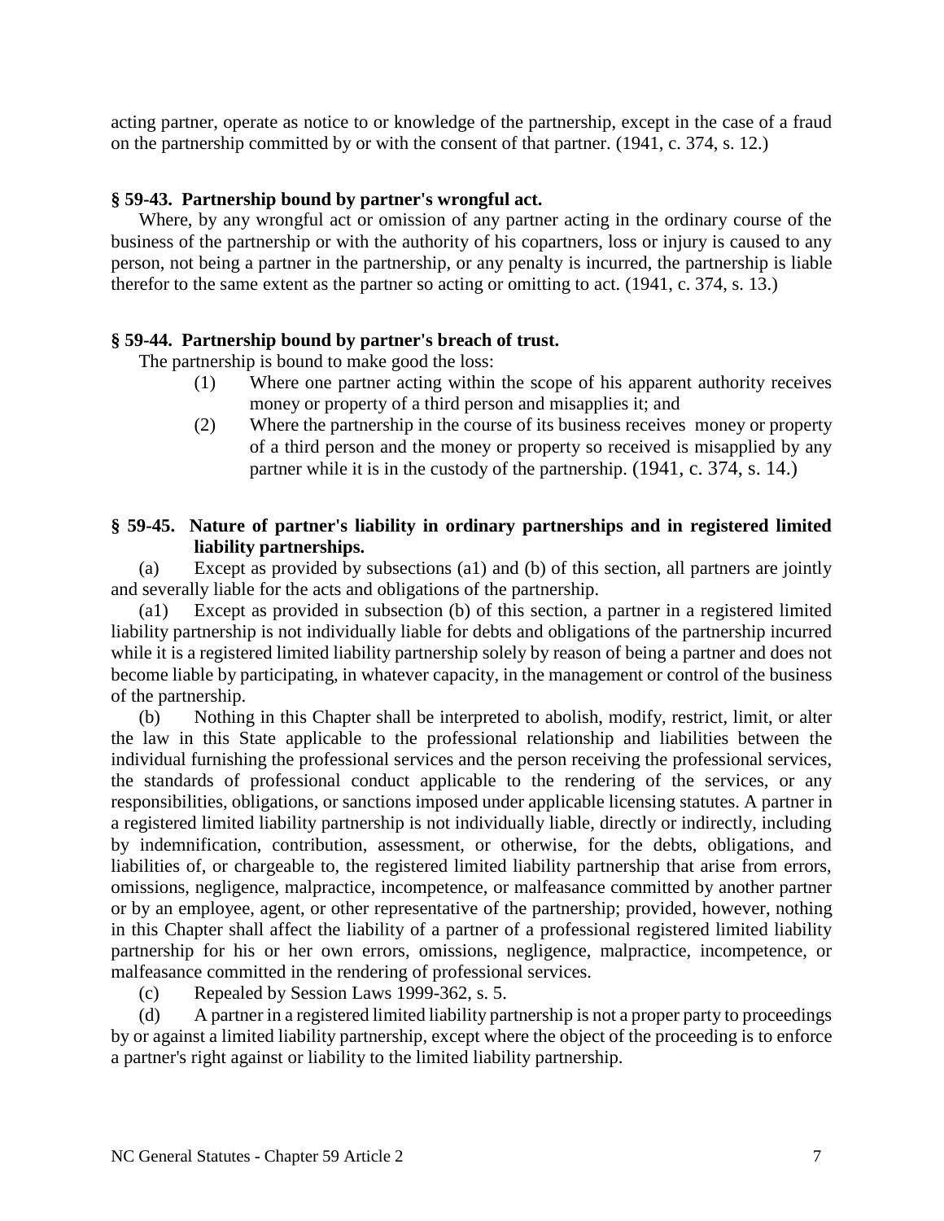acting partner, operate as notice to or knowledge of the partnership, except in the case of a fraud on the partnership committed by or with the consent of that partner. (1941, c. 374, s. 12.)

**§ 59-43. Partnership bound by partner's wrongful act.**

Where, by any wrongful act or omission of any partner acting in the ordinary course of the business of the partnership or with the authority of his copartners, loss or injury is caused to any person, not being a partner in the partnership, or any penalty is incurred, the partnership is liable therefor to the same extent as the partner so acting or omitting to act. (1941, c. 374, s. 13.)

**§ 59-44. Partnership bound by partner's breach of trust.**

The partnership is bound to make good the loss:

(1) Where one partner acting within the scope of his apparent authority receives money or property of a third person and misapplies it; and

(2) Where the partnership in the course of its business receives money or property of a third person and the money or property so received is misapplied by any partner while it is in the custody of the partnership. (1941, c. 374, s. 14.)

**§ 59-45. Nature of partner's liability in ordinary partnerships and in registered limited liability partnerships.**

(a) Except as provided by subsections (a1) and (b) of this section, all partners are jointly and severally liable for the acts and obligations of the partnership.

(a1) Except as provided in subsection (b) of this section, a partner in a registered limited liability partnership is not individually liable for debts and obligations of the partnership incurred while it is a registered limited liability partnership solely by reason of being a partner and does not become liable by participating, in whatever capacity, in the management or control of the business of the partnership.

(b) Nothing in this Chapter shall be interpreted to abolish, modify, restrict, limit, or alter the law in this State applicable to the professional relationship and liabilities between the individual furnishing the professional services and the person receiving the professional services, the standards of professional conduct applicable to the rendering of the services, or any responsibilities, obligations, or sanctions imposed under applicable licensing statutes. A partner in a registered limited liability partnership is not individually liable, directly or indirectly, including by indemnification, contribution, assessment, or otherwise, for the debts, obligations, and liabilities of, or chargeable to, the registered limited liability partnership that arise from errors, omissions, negligence, malpractice, incompetence, or malfeasance committed by another partner or by an employee, agent, or other representative of the partnership; provided, however, nothing in this Chapter shall affect the liability of a partner of a professional registered limited liability partnership for his or her own errors, omissions, negligence, malpractice, incompetence, or malfeasance committed in the rendering of professional services.

(c) Repealed by Session Laws 1999-362, s. 5.

(d) A partner in a registered limited liability partnership is not a proper party to proceedings by or against a limited liability partnership, except where the object of the proceeding is to enforce a partner's right against or liability to the limited liability partnership.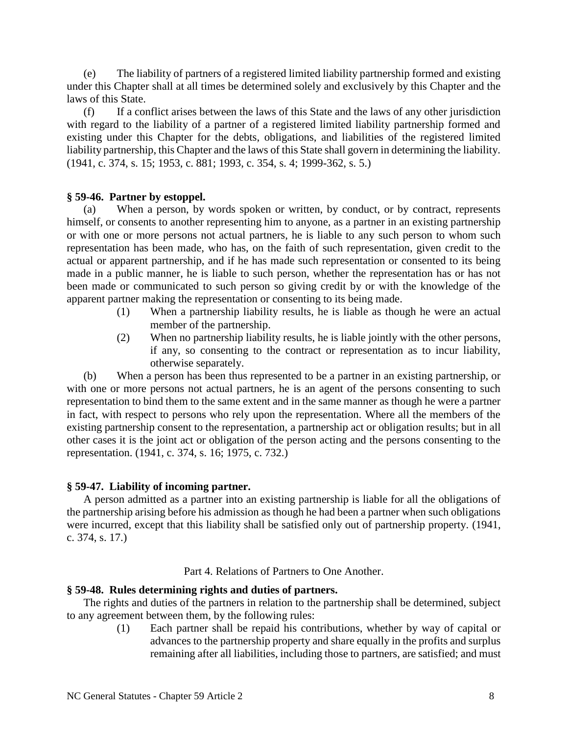(e) The liability of partners of a registered limited liability partnership formed and existing under this Chapter shall at all times be determined solely and exclusively by this Chapter and the laws of this State.

(f) If a conflict arises between the laws of this State and the laws of any other jurisdiction with regard to the liability of a partner of a registered limited liability partnership formed and existing under this Chapter for the debts, obligations, and liabilities of the registered limited liability partnership, this Chapter and the laws of this State shall govern in determining the liability. (1941, c. 374, s. 15; 1953, c. 881; 1993, c. 354, s. 4; 1999-362, s. 5.)

### § 59-46. Partner by estoppel.

(a) When a person, by words spoken or written, by conduct, or by contract, represents himself, or consents to another representing him to anyone, as a partner in an existing partnership or with one or more persons not actual partners, he is liable to any such person to whom such representation has been made, who has, on the faith of such representation, given credit to the actual or apparent partnership, and if he has made such representation or consented to its being made in a public manner, he is liable to such person, whether the representation has or has not been made or communicated to such person so giving credit by or with the knowledge of the apparent partner making the representation or consenting to its being made.

(1) When a partnership liability results, he is liable as though he were an actual member of the partnership.

(2) When no partnership liability results, he is liable jointly with the other persons, if any, so consenting to the contract or representation as to incur liability, otherwise separately.

(b) When a person has been thus represented to be a partner in an existing partnership, or with one or more persons not actual partners, he is an agent of the persons consenting to such representation to bind them to the same extent and in the same manner as though he were a partner in fact, with respect to persons who rely upon the representation. Where all the members of the existing partnership consent to the representation, a partnership act or obligation results; but in all other cases it is the joint act or obligation of the person acting and the persons consenting to the representation. (1941, c. 374, s. 16; 1975, c. 732.)

### § 59-47. Liability of incoming partner.

A person admitted as a partner into an existing partnership is liable for all the obligations of the partnership arising before his admission as though he had been a partner when such obligations were incurred, except that this liability shall be satisfied only out of partnership property. (1941, c. 374, s. 17.)

## Part 4. Relations of Partners to One Another.

### § 59-48. Rules determining rights and duties of partners.

The rights and duties of the partners in relation to the partnership shall be determined, subject to any agreement between them, by the following rules:

(1) Each partner shall be repaid his contributions, whether by way of capital or advances to the partnership property and share equally in the profits and surplus remaining after all liabilities, including those to partners, are satisfied; and must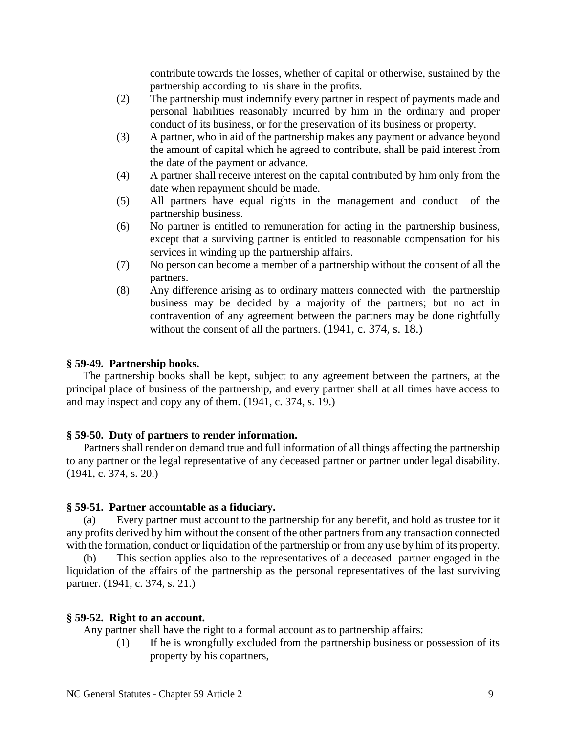contribute towards the losses, whether of capital or otherwise, sustained by the partnership according to his share in the profits.

(2) The partnership must indemnify every partner in respect of payments made and personal liabilities reasonably incurred by him in the ordinary and proper conduct of its business, or for the preservation of its business or property.

(3) A partner, who in aid of the partnership makes any payment or advance beyond the amount of capital which he agreed to contribute, shall be paid interest from the date of the payment or advance.

(4) A partner shall receive interest on the capital contributed by him only from the date when repayment should be made.

(5) All partners have equal rights in the management and conduct of the partnership business.

(6) No partner is entitled to remuneration for acting in the partnership business, except that a surviving partner is entitled to reasonable compensation for his services in winding up the partnership affairs.

(7) No person can become a member of a partnership without the consent of all the partners.

(8) Any difference arising as to ordinary matters connected with the partnership business may be decided by a majority of the partners; but no act in contravention of any agreement between the partners may be done rightfully without the consent of all the partners. (1941, c. 374, s. 18.)

**§ 59-49. Partnership books.**

The partnership books shall be kept, subject to any agreement between the partners, at the principal place of business of the partnership, and every partner shall at all times have access to and may inspect and copy any of them. (1941, c. 374, s. 19.)

**§ 59-50. Duty of partners to render information.**

Partners shall render on demand true and full information of all things affecting the partnership to any partner or the legal representative of any deceased partner or partner under legal disability. (1941, c. 374, s. 20.)

**§ 59-51. Partner accountable as a fiduciary.**

(a) Every partner must account to the partnership for any benefit, and hold as trustee for it any profits derived by him without the consent of the other partners from any transaction connected with the formation, conduct or liquidation of the partnership or from any use by him of its property.

(b) This section applies also to the representatives of a deceased partner engaged in the liquidation of the affairs of the partnership as the personal representatives of the last surviving partner. (1941, c. 374, s. 21.)

**§ 59-52. Right to an account.**

Any partner shall have the right to a formal account as to partnership affairs:

(1) If he is wrongfully excluded from the partnership business or possession of its property by his copartners,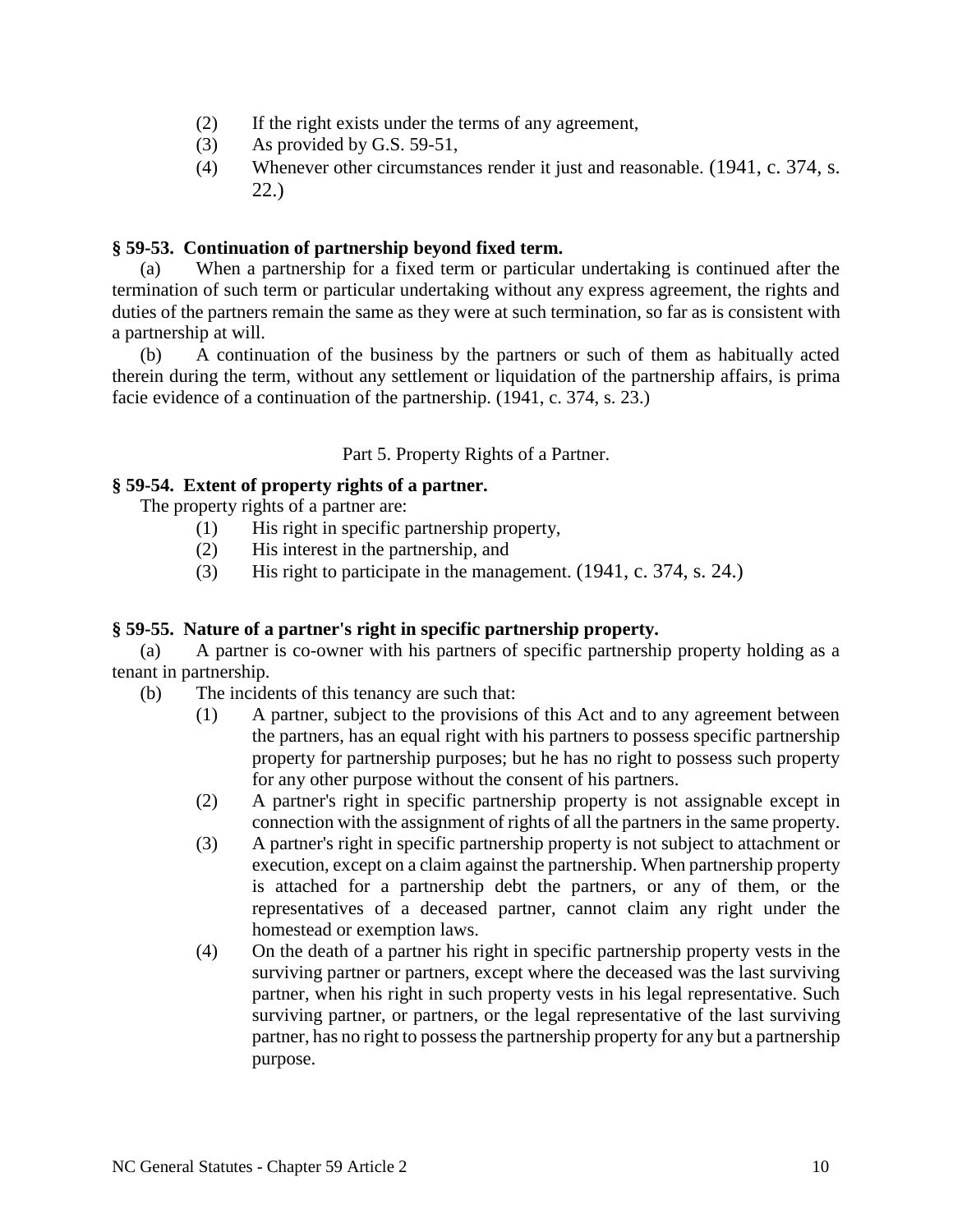(2) If the right exists under the terms of any agreement,

(3) As provided by G.S. 59-51,

(4) Whenever other circumstances render it just and reasonable. (1941, c. 374, s. 22.)

**§ 59-53. Continuation of partnership beyond fixed term.**

(a) When a partnership for a fixed term or particular undertaking is continued after the termination of such term or particular undertaking without any express agreement, the rights and duties of the partners remain the same as they were at such termination, so far as is consistent with a partnership at will.

(b) A continuation of the business by the partners or such of them as habitually acted therein during the term, without any settlement or liquidation of the partnership affairs, is prima facie evidence of a continuation of the partnership. (1941, c. 374, s. 23.)

Part 5. Property Rights of a Partner.

**§ 59-54. Extent of property rights of a partner.**

The property rights of a partner are:

(1) His right in specific partnership property,

(2) His interest in the partnership, and

(3) His right to participate in the management. (1941, c. 374, s. 24.)

**§ 59-55. Nature of a partner's right in specific partnership property.**

(a) A partner is co-owner with his partners of specific partnership property holding as a tenant in partnership.

(b) The incidents of this tenancy are such that:

(1) A partner, subject to the provisions of this Act and to any agreement between the partners, has an equal right with his partners to possess specific partnership property for partnership purposes; but he has no right to possess such property for any other purpose without the consent of his partners.

(2) A partner's right in specific partnership property is not assignable except in connection with the assignment of rights of all the partners in the same property.

(3) A partner's right in specific partnership property is not subject to attachment or execution, except on a claim against the partnership. When partnership property is attached for a partnership debt the partners, or any of them, or the representatives of a deceased partner, cannot claim any right under the homestead or exemption laws.

(4) On the death of a partner his right in specific partnership property vests in the surviving partner or partners, except where the deceased was the last surviving partner, when his right in such property vests in his legal representative. Such surviving partner, or partners, or the legal representative of the last surviving partner, has no right to possess the partnership property for any but a partnership purpose.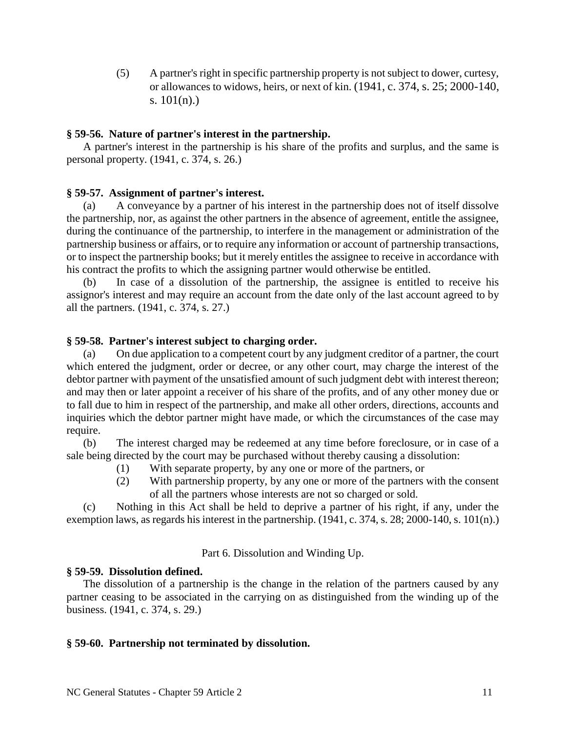(5) A partner's right in specific partnership property is not subject to dower, curtesy, or allowances to widows, heirs, or next of kin. (1941, c. 374, s. 25; 2000-140, s. 101(n).)

**§ 59-56. Nature of partner's interest in the partnership.**

A partner's interest in the partnership is his share of the profits and surplus, and the same is personal property. (1941, c. 374, s. 26.)

**§ 59-57. Assignment of partner's interest.**

(a) A conveyance by a partner of his interest in the partnership does not of itself dissolve the partnership, nor, as against the other partners in the absence of agreement, entitle the assignee, during the continuance of the partnership, to interfere in the management or administration of the partnership business or affairs, or to require any information or account of partnership transactions, or to inspect the partnership books; but it merely entitles the assignee to receive in accordance with his contract the profits to which the assigning partner would otherwise be entitled.

(b) In case of a dissolution of the partnership, the assignee is entitled to receive his assignor's interest and may require an account from the date only of the last account agreed to by all the partners. (1941, c. 374, s. 27.)

**§ 59-58. Partner's interest subject to charging order.**

(a) On due application to a competent court by any judgment creditor of a partner, the court which entered the judgment, order or decree, or any other court, may charge the interest of the debtor partner with payment of the unsatisfied amount of such judgment debt with interest thereon; and may then or later appoint a receiver of his share of the profits, and of any other money due or to fall due to him in respect of the partnership, and make all other orders, directions, accounts and inquiries which the debtor partner might have made, or which the circumstances of the case may require.

(b) The interest charged may be redeemed at any time before foreclosure, or in case of a sale being directed by the court may be purchased without thereby causing a dissolution:

(1) With separate property, by any one or more of the partners, or

(2) With partnership property, by any one or more of the partners with the consent of all the partners whose interests are not so charged or sold.

(c) Nothing in this Act shall be held to deprive a partner of his right, if any, under the exemption laws, as regards his interest in the partnership. (1941, c. 374, s. 28; 2000-140, s. 101(n).)

Part 6. Dissolution and Winding Up.

**§ 59-59. Dissolution defined.**

The dissolution of a partnership is the change in the relation of the partners caused by any partner ceasing to be associated in the carrying on as distinguished from the winding up of the business. (1941, c. 374, s. 29.)

**§ 59-60. Partnership not terminated by dissolution.**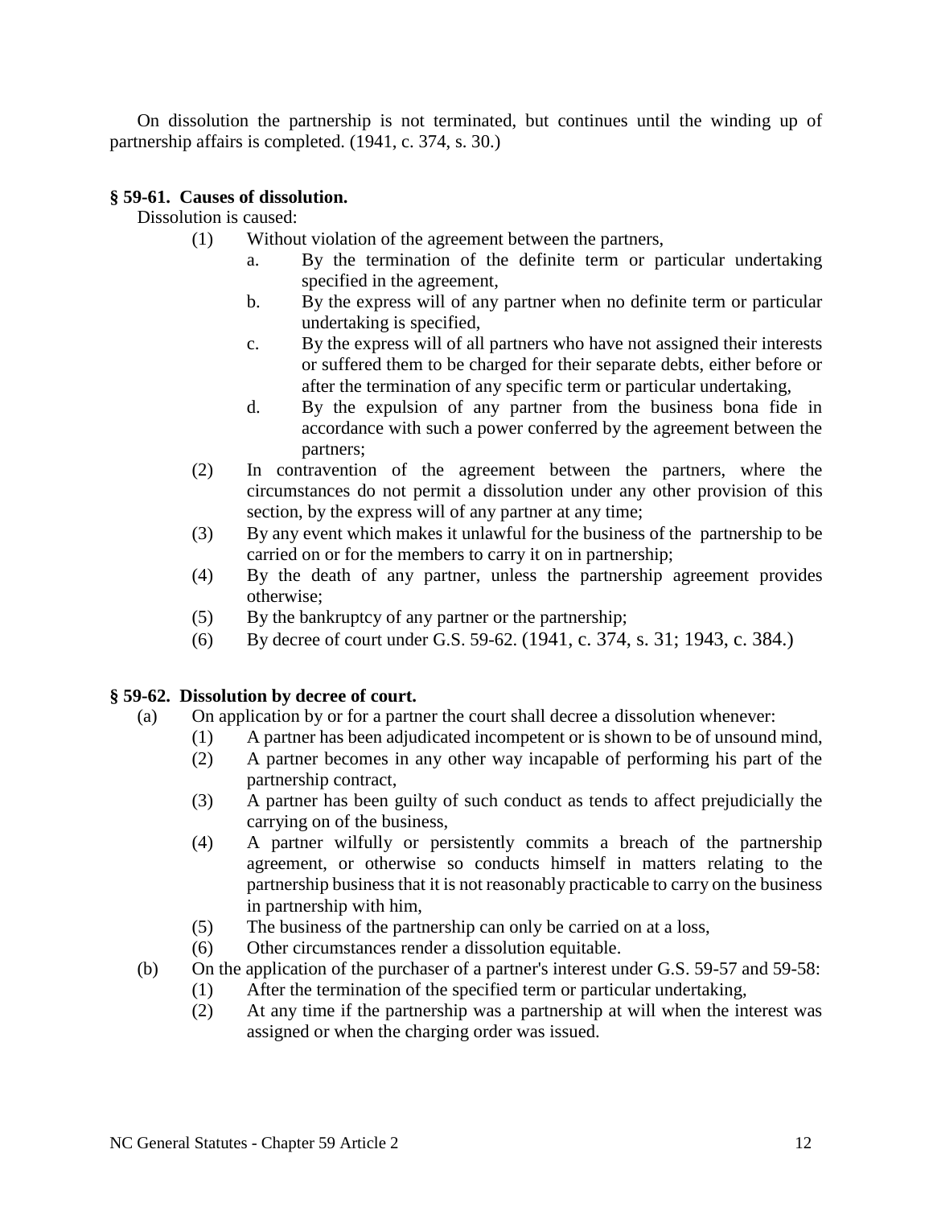On dissolution the partnership is not terminated, but continues until the winding up of partnership affairs is completed. (1941, c. 374, s. 30.)

**§ 59-61. Causes of dissolution.**

Dissolution is caused:

- (1) Without violation of the agreement between the partners,
  - a. By the termination of the definite term or particular undertaking specified in the agreement,
  - b. By the express will of any partner when no definite term or particular undertaking is specified,
  - c. By the express will of all partners who have not assigned their interests or suffered them to be charged for their separate debts, either before or after the termination of any specific term or particular undertaking,
  - d. By the expulsion of any partner from the business bona fide in accordance with such a power conferred by the agreement between the partners;
- (2) In contravention of the agreement between the partners, where the circumstances do not permit a dissolution under any other provision of this section, by the express will of any partner at any time;
- (3) By any event which makes it unlawful for the business of the partnership to be carried on or for the members to carry it on in partnership;
- (4) By the death of any partner, unless the partnership agreement provides otherwise;
- (5) By the bankruptcy of any partner or the partnership;
- (6) By decree of court under G.S. 59-62. (1941, c. 374, s. 31; 1943, c. 384.)

**§ 59-62. Dissolution by decree of court.**

- (a) On application by or for a partner the court shall decree a dissolution whenever:
  - (1) A partner has been adjudicated incompetent or is shown to be of unsound mind,
  - (2) A partner becomes in any other way incapable of performing his part of the partnership contract,
  - (3) A partner has been guilty of such conduct as tends to affect prejudicially the carrying on of the business,
  - (4) A partner wilfully or persistently commits a breach of the partnership agreement, or otherwise so conducts himself in matters relating to the partnership business that it is not reasonably practicable to carry on the business in partnership with him,
  - (5) The business of the partnership can only be carried on at a loss,
  - (6) Other circumstances render a dissolution equitable.
- (b) On the application of the purchaser of a partner's interest under G.S. 59-57 and 59-58:
  - (1) After the termination of the specified term or particular undertaking,
  - (2) At any time if the partnership was a partnership at will when the interest was assigned or when the charging order was issued.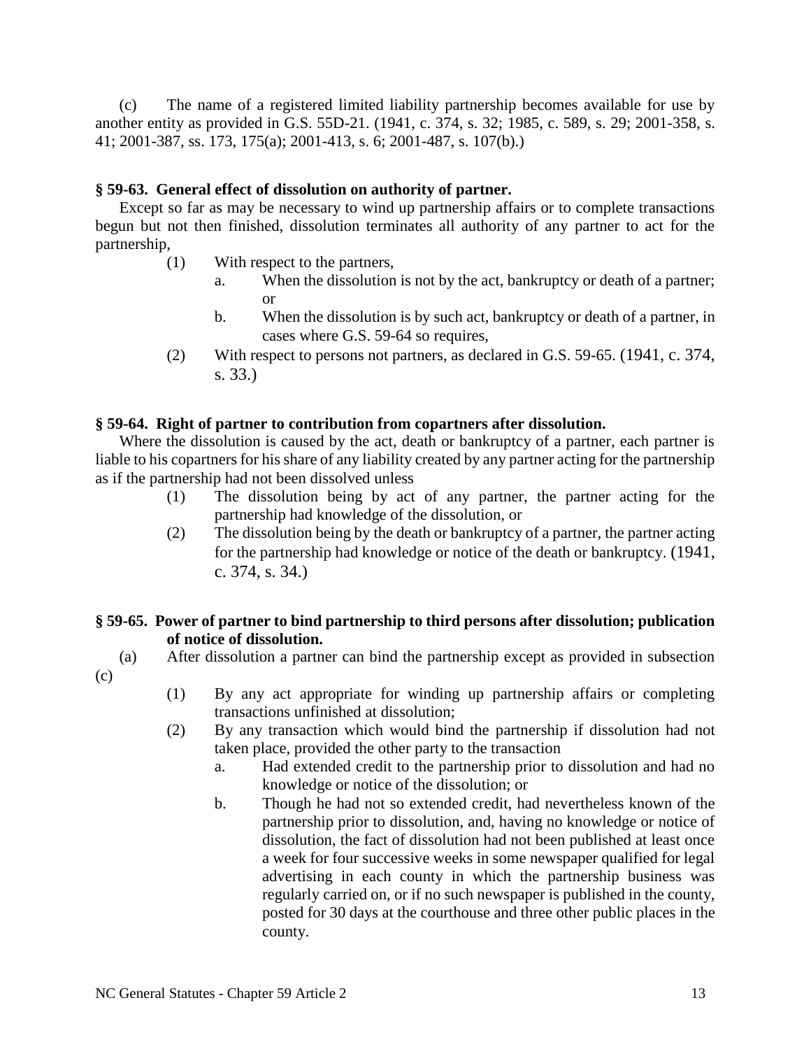(c) The name of a registered limited liability partnership becomes available for use by another entity as provided in G.S. 55D-21. (1941, c. 374, s. 32; 1985, c. 589, s. 29; 2001-358, s. 41; 2001-387, ss. 173, 175(a); 2001-413, s. 6; 2001-487, s. 107(b).)

### § 59-63. General effect of dissolution on authority of partner.

Except so far as may be necessary to wind up partnership affairs or to complete transactions begun but not then finished, dissolution terminates all authority of any partner to act for the partnership,

- (1) With respect to the partners,
  - a. When the dissolution is not by the act, bankruptcy or death of a partner; or
  - b. When the dissolution is by such act, bankruptcy or death of a partner, in cases where G.S. 59-64 so requires,
- (2) With respect to persons not partners, as declared in G.S. 59-65. (1941, c. 374, s. 33.)

### § 59-64. Right of partner to contribution from copartners after dissolution.

Where the dissolution is caused by the act, death or bankruptcy of a partner, each partner is liable to his copartners for his share of any liability created by any partner acting for the partnership as if the partnership had not been dissolved unless

- (1) The dissolution being by act of any partner, the partner acting for the partnership had knowledge of the dissolution, or
- (2) The dissolution being by the death or bankruptcy of a partner, the partner acting for the partnership had knowledge or notice of the death or bankruptcy. (1941, c. 374, s. 34.)

### § 59-65. Power of partner to bind partnership to third persons after dissolution; publication of notice of dissolution.

(a) After dissolution a partner can bind the partnership except as provided in subsection (c)

- (1) By any act appropriate for winding up partnership affairs or completing transactions unfinished at dissolution;
- (2) By any transaction which would bind the partnership if dissolution had not taken place, provided the other party to the transaction
  - a. Had extended credit to the partnership prior to dissolution and had no knowledge or notice of the dissolution; or
  - b. Though he had not so extended credit, had nevertheless known of the partnership prior to dissolution, and, having no knowledge or notice of dissolution, the fact of dissolution had not been published at least once a week for four successive weeks in some newspaper qualified for legal advertising in each county in which the partnership business was regularly carried on, or if no such newspaper is published in the county, posted for 30 days at the courthouse and three other public places in the county.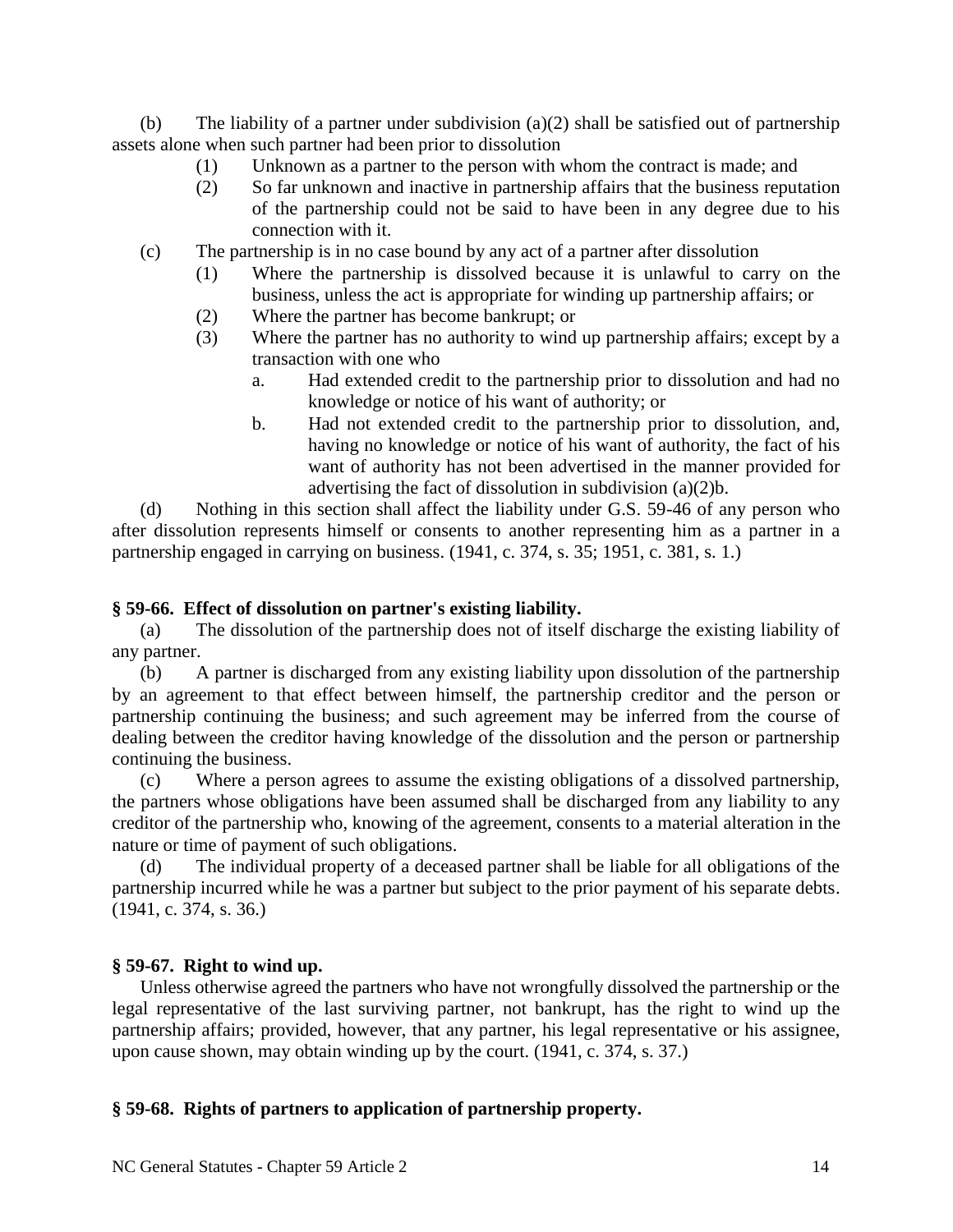(b) The liability of a partner under subdivision (a)(2) shall be satisfied out of partnership assets alone when such partner had been prior to dissolution

(1) Unknown as a partner to the person with whom the contract is made; and

(2) So far unknown and inactive in partnership affairs that the business reputation of the partnership could not be said to have been in any degree due to his connection with it.

(c) The partnership is in no case bound by any act of a partner after dissolution

(1) Where the partnership is dissolved because it is unlawful to carry on the business, unless the act is appropriate for winding up partnership affairs; or

(2) Where the partner has become bankrupt; or

(3) Where the partner has no authority to wind up partnership affairs; except by a transaction with one who

a. Had extended credit to the partnership prior to dissolution and had no knowledge or notice of his want of authority; or

b. Had not extended credit to the partnership prior to dissolution, and, having no knowledge or notice of his want of authority, the fact of his want of authority has not been advertised in the manner provided for advertising the fact of dissolution in subdivision (a)(2)b.

(d) Nothing in this section shall affect the liability under G.S. 59-46 of any person who after dissolution represents himself or consents to another representing him as a partner in a partnership engaged in carrying on business. (1941, c. 374, s. 35; 1951, c. 381, s. 1.)

### § 59-66. Effect of dissolution on partner's existing liability.

(a) The dissolution of the partnership does not of itself discharge the existing liability of any partner.

(b) A partner is discharged from any existing liability upon dissolution of the partnership by an agreement to that effect between himself, the partnership creditor and the person or partnership continuing the business; and such agreement may be inferred from the course of dealing between the creditor having knowledge of the dissolution and the person or partnership continuing the business.

(c) Where a person agrees to assume the existing obligations of a dissolved partnership, the partners whose obligations have been assumed shall be discharged from any liability to any creditor of the partnership who, knowing of the agreement, consents to a material alteration in the nature or time of payment of such obligations.

(d) The individual property of a deceased partner shall be liable for all obligations of the partnership incurred while he was a partner but subject to the prior payment of his separate debts. (1941, c. 374, s. 36.)

### § 59-67. Right to wind up.

Unless otherwise agreed the partners who have not wrongfully dissolved the partnership or the legal representative of the last surviving partner, not bankrupt, has the right to wind up the partnership affairs; provided, however, that any partner, his legal representative or his assignee, upon cause shown, may obtain winding up by the court. (1941, c. 374, s. 37.)

### § 59-68. Rights of partners to application of partnership property.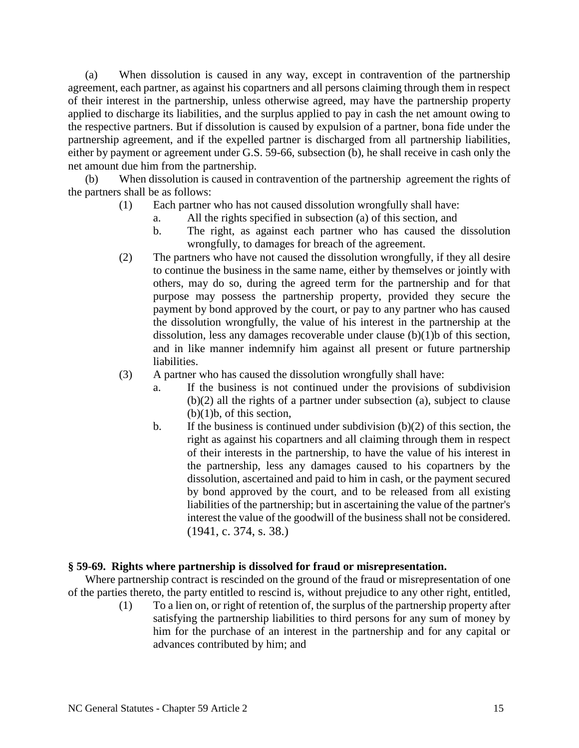(a) When dissolution is caused in any way, except in contravention of the partnership agreement, each partner, as against his copartners and all persons claiming through them in respect of their interest in the partnership, unless otherwise agreed, may have the partnership property applied to discharge its liabilities, and the surplus applied to pay in cash the net amount owing to the respective partners. But if dissolution is caused by expulsion of a partner, bona fide under the partnership agreement, and if the expelled partner is discharged from all partnership liabilities, either by payment or agreement under G.S. 59-66, subsection (b), he shall receive in cash only the net amount due him from the partnership.

(b) When dissolution is caused in contravention of the partnership agreement the rights of the partners shall be as follows:

- (1) Each partner who has not caused dissolution wrongfully shall have:
  - a. All the rights specified in subsection (a) of this section, and
  - b. The right, as against each partner who has caused the dissolution wrongfully, to damages for breach of the agreement.
- (2) The partners who have not caused the dissolution wrongfully, if they all desire to continue the business in the same name, either by themselves or jointly with others, may do so, during the agreed term for the partnership and for that purpose may possess the partnership property, provided they secure the payment by bond approved by the court, or pay to any partner who has caused the dissolution wrongfully, the value of his interest in the partnership at the dissolution, less any damages recoverable under clause (b)(1)b of this section, and in like manner indemnify him against all present or future partnership liabilities.
- (3) A partner who has caused the dissolution wrongfully shall have:
  - a. If the business is not continued under the provisions of subdivision (b)(2) all the rights of a partner under subsection (a), subject to clause (b)(1)b, of this section,
  - b. If the business is continued under subdivision (b)(2) of this section, the right as against his copartners and all claiming through them in respect of their interests in the partnership, to have the value of his interest in the partnership, less any damages caused to his copartners by the dissolution, ascertained and paid to him in cash, or the payment secured by bond approved by the court, and to be released from all existing liabilities of the partnership; but in ascertaining the value of the partner's interest the value of the goodwill of the business shall not be considered. (1941, c. 374, s. 38.)

**§ 59-69. Rights where partnership is dissolved for fraud or misrepresentation.**

Where partnership contract is rescinded on the ground of the fraud or misrepresentation of one of the parties thereto, the party entitled to rescind is, without prejudice to any other right, entitled,

- (1) To a lien on, or right of retention of, the surplus of the partnership property after satisfying the partnership liabilities to third persons for any sum of money by him for the purchase of an interest in the partnership and for any capital or advances contributed by him; and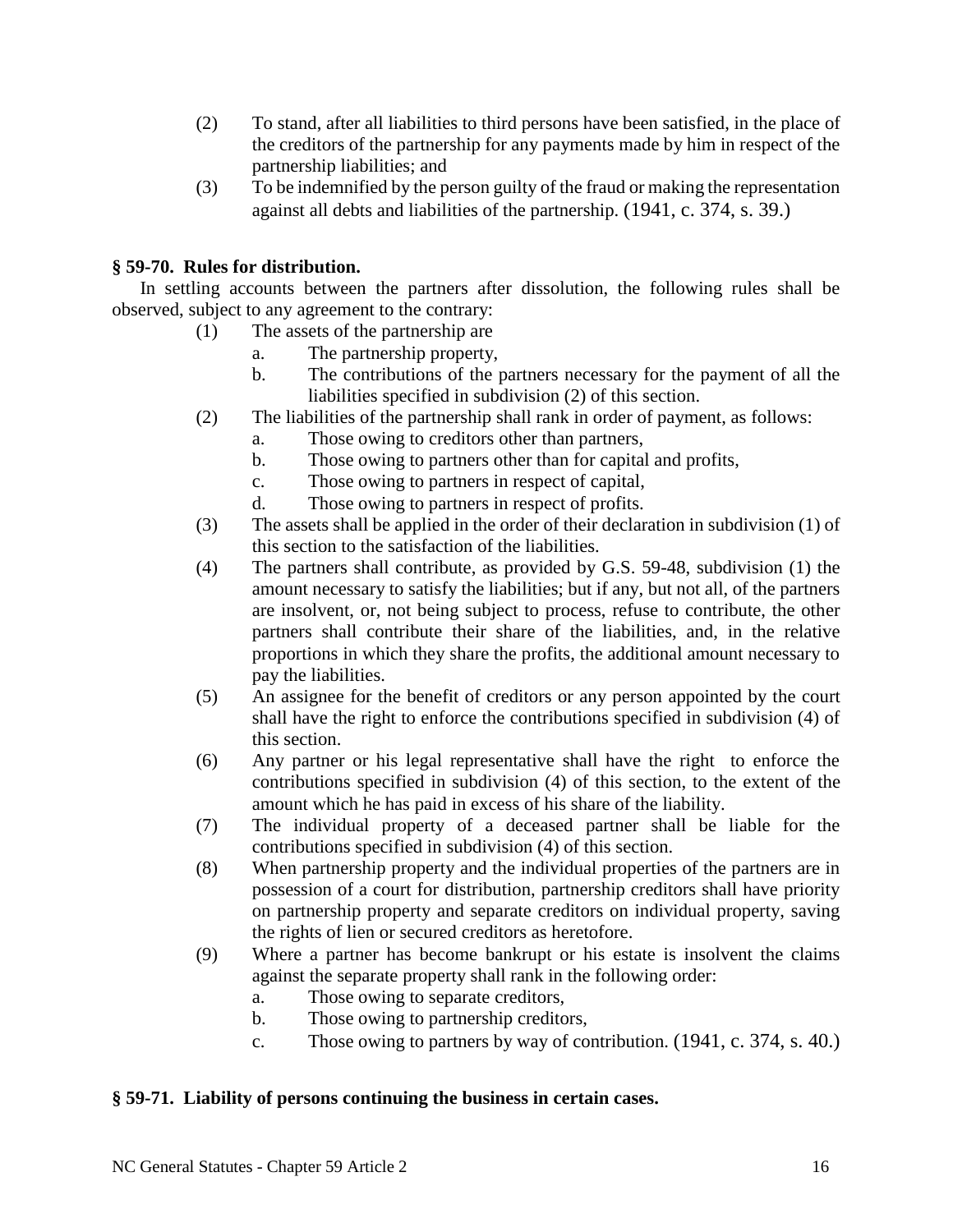(2) To stand, after all liabilities to third persons have been satisfied, in the place of the creditors of the partnership for any payments made by him in respect of the partnership liabilities; and

(3) To be indemnified by the person guilty of the fraud or making the representation against all debts and liabilities of the partnership. (1941, c. 374, s. 39.)

**§ 59-70. Rules for distribution.**

In settling accounts between the partners after dissolution, the following rules shall be observed, subject to any agreement to the contrary:

(1) The assets of the partnership are
  a. The partnership property,
  b. The contributions of the partners necessary for the payment of all the liabilities specified in subdivision (2) of this section.

(2) The liabilities of the partnership shall rank in order of payment, as follows:
  a. Those owing to creditors other than partners,
  b. Those owing to partners other than for capital and profits,
  c. Those owing to partners in respect of capital,
  d. Those owing to partners in respect of profits.

(3) The assets shall be applied in the order of their declaration in subdivision (1) of this section to the satisfaction of the liabilities.

(4) The partners shall contribute, as provided by G.S. 59-48, subdivision (1) the amount necessary to satisfy the liabilities; but if any, but not all, of the partners are insolvent, or, not being subject to process, refuse to contribute, the other partners shall contribute their share of the liabilities, and, in the relative proportions in which they share the profits, the additional amount necessary to pay the liabilities.

(5) An assignee for the benefit of creditors or any person appointed by the court shall have the right to enforce the contributions specified in subdivision (4) of this section.

(6) Any partner or his legal representative shall have the right to enforce the contributions specified in subdivision (4) of this section, to the extent of the amount which he has paid in excess of his share of the liability.

(7) The individual property of a deceased partner shall be liable for the contributions specified in subdivision (4) of this section.

(8) When partnership property and the individual properties of the partners are in possession of a court for distribution, partnership creditors shall have priority on partnership property and separate creditors on individual property, saving the rights of lien or secured creditors as heretofore.

(9) Where a partner has become bankrupt or his estate is insolvent the claims against the separate property shall rank in the following order:
  a. Those owing to separate creditors,
  b. Those owing to partnership creditors,
  c. Those owing to partners by way of contribution. (1941, c. 374, s. 40.)

**§ 59-71. Liability of persons continuing the business in certain cases.**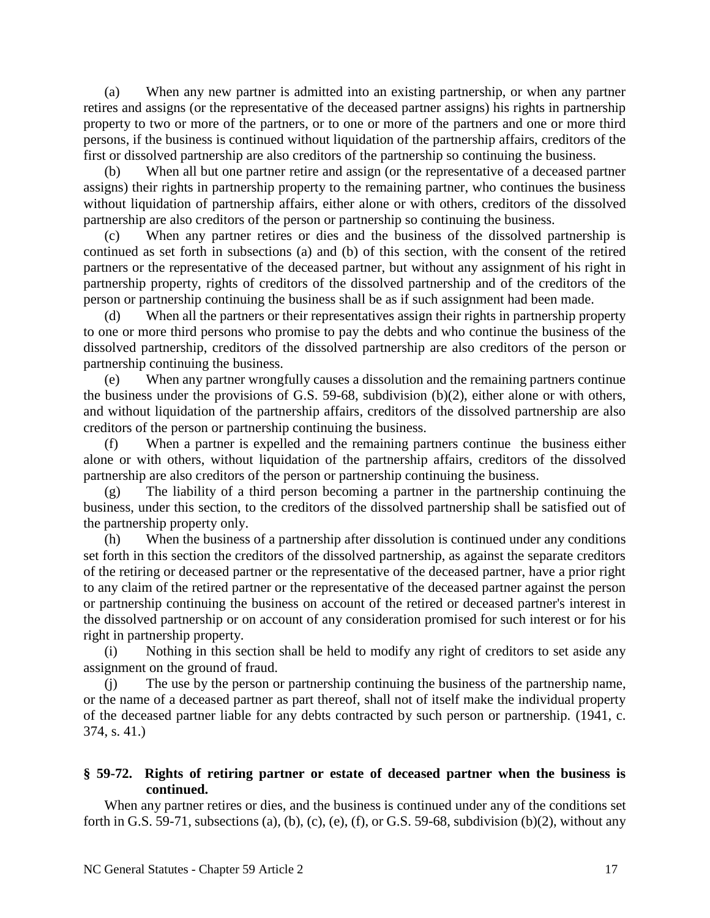(a) When any new partner is admitted into an existing partnership, or when any partner retires and assigns (or the representative of the deceased partner assigns) his rights in partnership property to two or more of the partners, or to one or more of the partners and one or more third persons, if the business is continued without liquidation of the partnership affairs, creditors of the first or dissolved partnership are also creditors of the partnership so continuing the business.

(b) When all but one partner retire and assign (or the representative of a deceased partner assigns) their rights in partnership property to the remaining partner, who continues the business without liquidation of partnership affairs, either alone or with others, creditors of the dissolved partnership are also creditors of the person or partnership so continuing the business.

(c) When any partner retires or dies and the business of the dissolved partnership is continued as set forth in subsections (a) and (b) of this section, with the consent of the retired partners or the representative of the deceased partner, but without any assignment of his right in partnership property, rights of creditors of the dissolved partnership and of the creditors of the person or partnership continuing the business shall be as if such assignment had been made.

(d) When all the partners or their representatives assign their rights in partnership property to one or more third persons who promise to pay the debts and who continue the business of the dissolved partnership, creditors of the dissolved partnership are also creditors of the person or partnership continuing the business.

(e) When any partner wrongfully causes a dissolution and the remaining partners continue the business under the provisions of G.S. 59-68, subdivision (b)(2), either alone or with others, and without liquidation of the partnership affairs, creditors of the dissolved partnership are also creditors of the person or partnership continuing the business.

(f) When a partner is expelled and the remaining partners continue the business either alone or with others, without liquidation of the partnership affairs, creditors of the dissolved partnership are also creditors of the person or partnership continuing the business.

(g) The liability of a third person becoming a partner in the partnership continuing the business, under this section, to the creditors of the dissolved partnership shall be satisfied out of the partnership property only.

(h) When the business of a partnership after dissolution is continued under any conditions set forth in this section the creditors of the dissolved partnership, as against the separate creditors of the retiring or deceased partner or the representative of the deceased partner, have a prior right to any claim of the retired partner or the representative of the deceased partner against the person or partnership continuing the business on account of the retired or deceased partner's interest in the dissolved partnership or on account of any consideration promised for such interest or for his right in partnership property.

(i) Nothing in this section shall be held to modify any right of creditors to set aside any assignment on the ground of fraud.

(j) The use by the person or partnership continuing the business of the partnership name, or the name of a deceased partner as part thereof, shall not of itself make the individual property of the deceased partner liable for any debts contracted by such person or partnership. (1941, c. 374, s. 41.)

**§ 59-72. Rights of retiring partner or estate of deceased partner when the business is continued.**

When any partner retires or dies, and the business is continued under any of the conditions set forth in G.S. 59-71, subsections (a), (b), (c), (e), (f), or G.S. 59-68, subdivision (b)(2), without any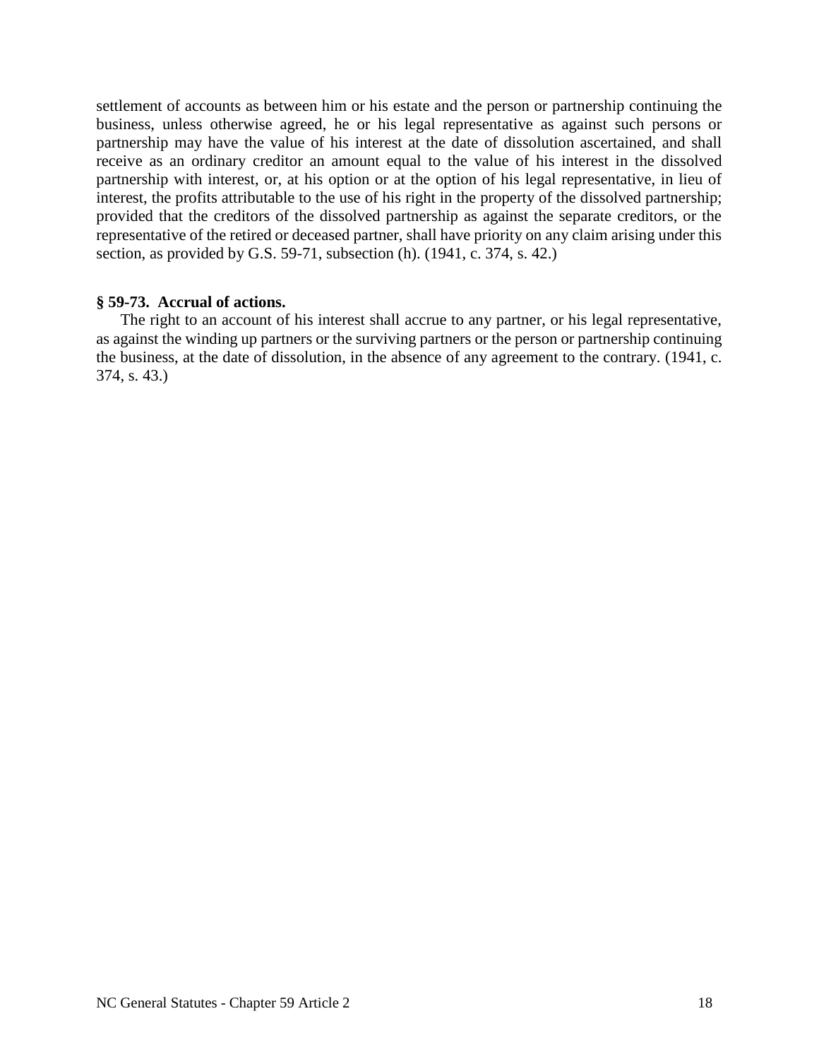settlement of accounts as between him or his estate and the person or partnership continuing the business, unless otherwise agreed, he or his legal representative as against such persons or partnership may have the value of his interest at the date of dissolution ascertained, and shall receive as an ordinary creditor an amount equal to the value of his interest in the dissolved partnership with interest, or, at his option or at the option of his legal representative, in lieu of interest, the profits attributable to the use of his right in the property of the dissolved partnership; provided that the creditors of the dissolved partnership as against the separate creditors, or the representative of the retired or deceased partner, shall have priority on any claim arising under this section, as provided by G.S. 59-71, subsection (h). (1941, c. 374, s. 42.)

**§ 59-73. Accrual of actions.**

The right to an account of his interest shall accrue to any partner, or his legal representative, as against the winding up partners or the surviving partners or the person or partnership continuing the business, at the date of dissolution, in the absence of any agreement to the contrary. (1941, c. 374, s. 43.)